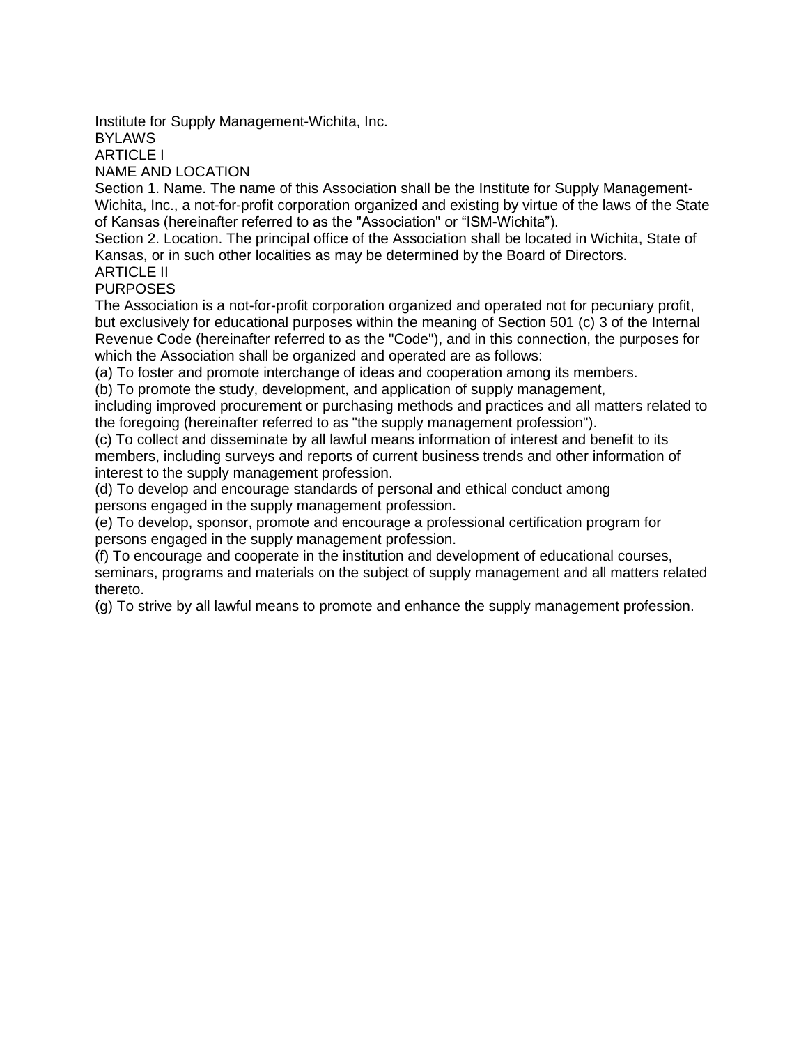# Institute for Supply Management-Wichita, Inc.

## BYLAWS

### ARTICLE I

### NAME AND LOCATION

Section 1. Name. The name of this Association shall be the Institute for Supply Management-Wichita, Inc., a not-for-profit corporation organized and existing by virtue of the laws of the State of Kansas (hereinafter referred to as the "Association" or "ISM-Wichita").

Section 2. Location. The principal office of the Association shall be located in Wichita, State of Kansas, or in such other localities as may be determined by the Board of Directors.

### ARTICLE II

### PURPOSES

The Association is a not-for-profit corporation organized and operated not for pecuniary profit, but exclusively for educational purposes within the meaning of Section 501 (c) 3 of the Internal Revenue Code (hereinafter referred to as the "Code"), and in this connection, the purposes for which the Association shall be organized and operated are as follows:

(a) To foster and promote interchange of ideas and cooperation among its members.

(b) To promote the study, development, and application of supply management, including improved procurement or purchasing methods and practices and all matters related to the foregoing (hereinafter referred to as "the supply management profession").

(c) To collect and disseminate by all lawful means information of interest and benefit to its members, including surveys and reports of current business trends and other information of interest to the supply management profession.

(d) To develop and encourage standards of personal and ethical conduct among persons engaged in the supply management profession.

(e) To develop, sponsor, promote and encourage a professional certification program for persons engaged in the supply management profession.

(f) To encourage and cooperate in the institution and development of educational courses, seminars, programs and materials on the subject of supply management and all matters related thereto.

(g) To strive by all lawful means to promote and enhance the supply management profession.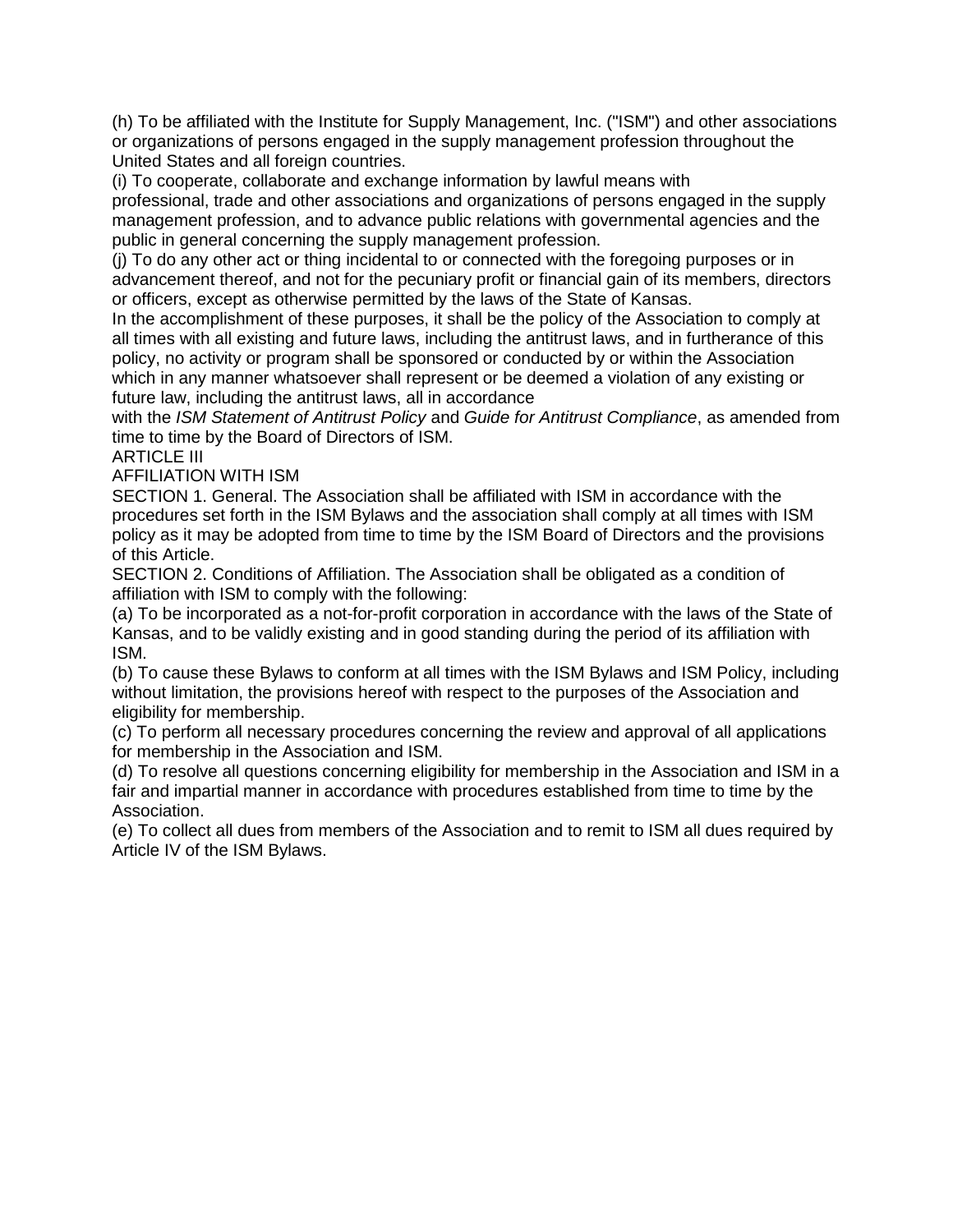(h) To be affiliated with the Institute for Supply Management, Inc. ("ISM") and other associations or organizations of persons engaged in the supply management profession throughout the United States and all foreign countries.

(i) To cooperate, collaborate and exchange information by lawful means with professional, trade and other associations and organizations of persons engaged in the supply management profession, and to advance public relations with governmental agencies and the public in general concerning the supply management profession.

(j) To do any other act or thing incidental to or connected with the foregoing purposes or in advancement thereof, and not for the pecuniary profit or financial gain of its members, directors or officers, except as otherwise permitted by the laws of the State of Kansas.

In the accomplishment of these purposes, it shall be the policy of the Association to comply at all times with all existing and future laws, including the antitrust laws, and in furtherance of this policy, no activity or program shall be sponsored or conducted by or within the Association which in any manner whatsoever shall represent or be deemed a violation of any existing or future law, including the antitrust laws, all in accordance with the *ISM Statement of Antitrust Policy* and *Guide for Antitrust Compliance*, as amended from time to time by the Board of Directors of ISM.

## ARTICLE III

## AFFILIATION WITH ISM

SECTION 1. General. The Association shall be affiliated with ISM in accordance with the procedures set forth in the ISM Bylaws and the association shall comply at all times with ISM policy as it may be adopted from time to time by the ISM Board of Directors and the provisions of this Article.

SECTION 2. Conditions of Affiliation. The Association shall be obligated as a condition of affiliation with ISM to comply with the following:

(a) To be incorporated as a not-for-profit corporation in accordance with the laws of the State of Kansas, and to be validly existing and in good standing during the period of its affiliation with ISM.

(b) To cause these Bylaws to conform at all times with the ISM Bylaws and ISM Policy, including without limitation, the provisions hereof with respect to the purposes of the Association and eligibility for membership.

(c) To perform all necessary procedures concerning the review and approval of all applications for membership in the Association and ISM.

(d) To resolve all questions concerning eligibility for membership in the Association and ISM in a fair and impartial manner in accordance with procedures established from time to time by the Association.

(e) To collect all dues from members of the Association and to remit to ISM all dues required by Article IV of the ISM Bylaws.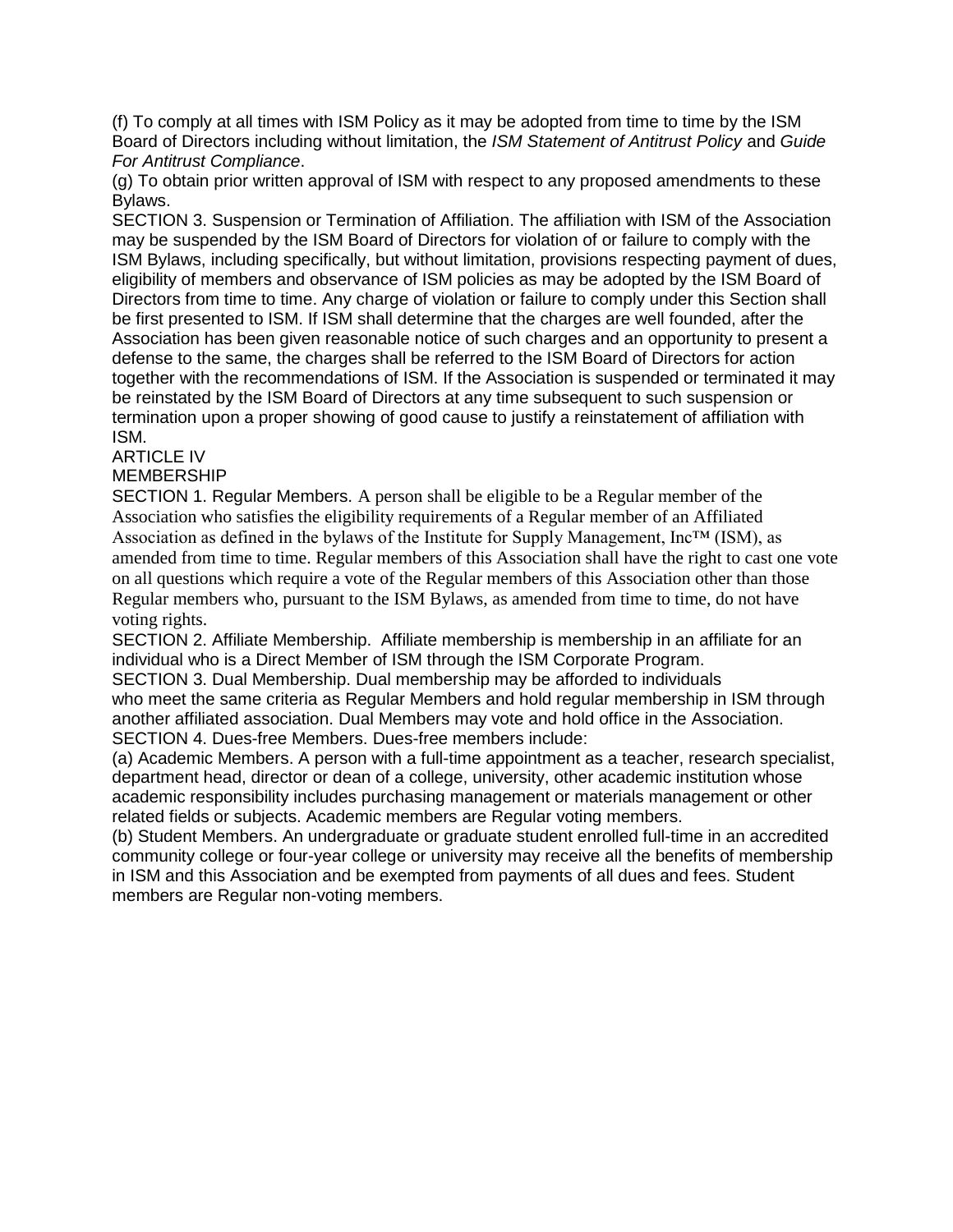(f) To comply at all times with ISM Policy as it may be adopted from time to time by the ISM Board of Directors including without limitation, the *ISM Statement of Antitrust Policy* and *Guide For Antitrust Compliance*.

(g) To obtain prior written approval of ISM with respect to any proposed amendments to these Bylaws.

SECTION 3. Suspension or Termination of Affiliation. The affiliation with ISM of the Association may be suspended by the ISM Board of Directors for violation of or failure to comply with the ISM Bylaws, including specifically, but without limitation, provisions respecting payment of dues, eligibility of members and observance of ISM policies as may be adopted by the ISM Board of Directors from time to time. Any charge of violation or failure to comply under this Section shall be first presented to ISM. If ISM shall determine that the charges are well founded, after the Association has been given reasonable notice of such charges and an opportunity to present a defense to the same, the charges shall be referred to the ISM Board of Directors for action together with the recommendations of ISM. If the Association is suspended or terminated it may be reinstated by the ISM Board of Directors at any time subsequent to such suspension or termination upon a proper showing of good cause to justify a reinstatement of affiliation with ISM.

ARTICLE IV

MEMBERSHIP

SECTION 1. Regular Members. A person shall be eligible to be a Regular member of the Association who satisfies the eligibility requirements of a Regular member of an Affiliated Association as defined in the bylaws of the Institute for Supply Management, Inc™ (ISM), as amended from time to time. Regular members of this Association shall have the right to cast one vote on all questions which require a vote of the Regular members of this Association other than those Regular members who, pursuant to the ISM Bylaws, as amended from time to time, do not have voting rights.

SECTION 2. Affiliate Membership. Affiliate membership is membership in an affiliate for an individual who is a Direct Member of ISM through the ISM Corporate Program.

SECTION 3. Dual Membership. Dual membership may be afforded to individuals who meet the same criteria as Regular Members and hold regular membership in ISM through another affiliated association. Dual Members may vote and hold office in the Association.

SECTION 4. Dues-free Members. Dues-free members include:

(a) Academic Members. A person with a full-time appointment as a teacher, research specialist, department head, director or dean of a college, university, other academic institution whose academic responsibility includes purchasing management or materials management or other related fields or subjects. Academic members are Regular voting members.

(b) Student Members. An undergraduate or graduate student enrolled full-time in an accredited community college or four-year college or university may receive all the benefits of membership in ISM and this Association and be exempted from payments of all dues and fees. Student members are Regular non-voting members.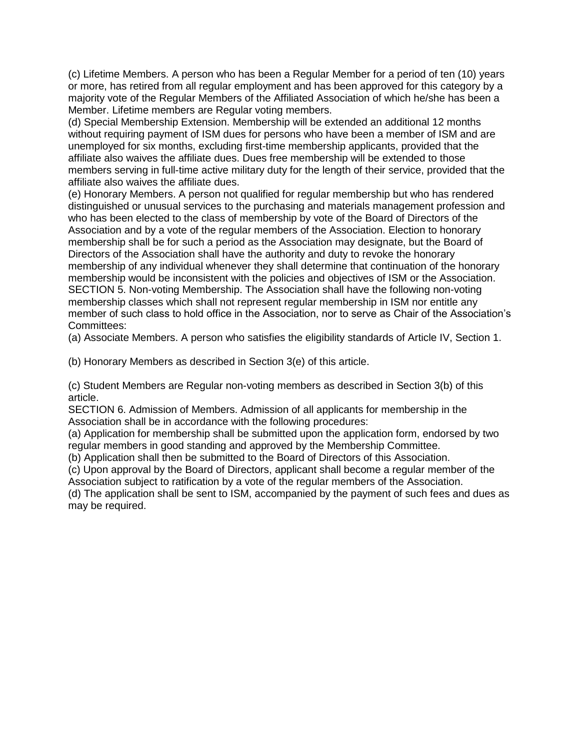(c) Lifetime Members. A person who has been a Regular Member for a period of ten (10) years or more, has retired from all regular employment and has been approved for this category by a majority vote of the Regular Members of the Affiliated Association of which he/she has been a Member. Lifetime members are Regular voting members.

(d) Special Membership Extension. Membership will be extended an additional 12 months without requiring payment of ISM dues for persons who have been a member of ISM and are unemployed for six months, excluding first-time membership applicants, provided that the affiliate also waives the affiliate dues. Dues free membership will be extended to those members serving in full-time active military duty for the length of their service, provided that the affiliate also waives the affiliate dues.

(e) Honorary Members. A person not qualified for regular membership but who has rendered distinguished or unusual services to the purchasing and materials management profession and who has been elected to the class of membership by vote of the Board of Directors of the Association and by a vote of the regular members of the Association. Election to honorary membership shall be for such a period as the Association may designate, but the Board of Directors of the Association shall have the authority and duty to revoke the honorary membership of any individual whenever they shall determine that continuation of the honorary membership would be inconsistent with the policies and objectives of ISM or the Association.

SECTION 5. Non-voting Membership. The Association shall have the following non-voting membership classes which shall not represent regular membership in ISM nor entitle any member of such class to hold office in the Association, nor to serve as Chair of the Association's Committees:

(a) Associate Members. A person who satisfies the eligibility standards of Article IV, Section 1.

(b) Honorary Members as described in Section 3(e) of this article.

(c) Student Members are Regular non-voting members as described in Section 3(b) of this article.

SECTION 6. Admission of Members. Admission of all applicants for membership in the Association shall be in accordance with the following procedures:

(a) Application for membership shall be submitted upon the application form, endorsed by two regular members in good standing and approved by the Membership Committee.

(b) Application shall then be submitted to the Board of Directors of this Association.

(c) Upon approval by the Board of Directors, applicant shall become a regular member of the Association subject to ratification by a vote of the regular members of the Association.

(d) The application shall be sent to ISM, accompanied by the payment of such fees and dues as may be required.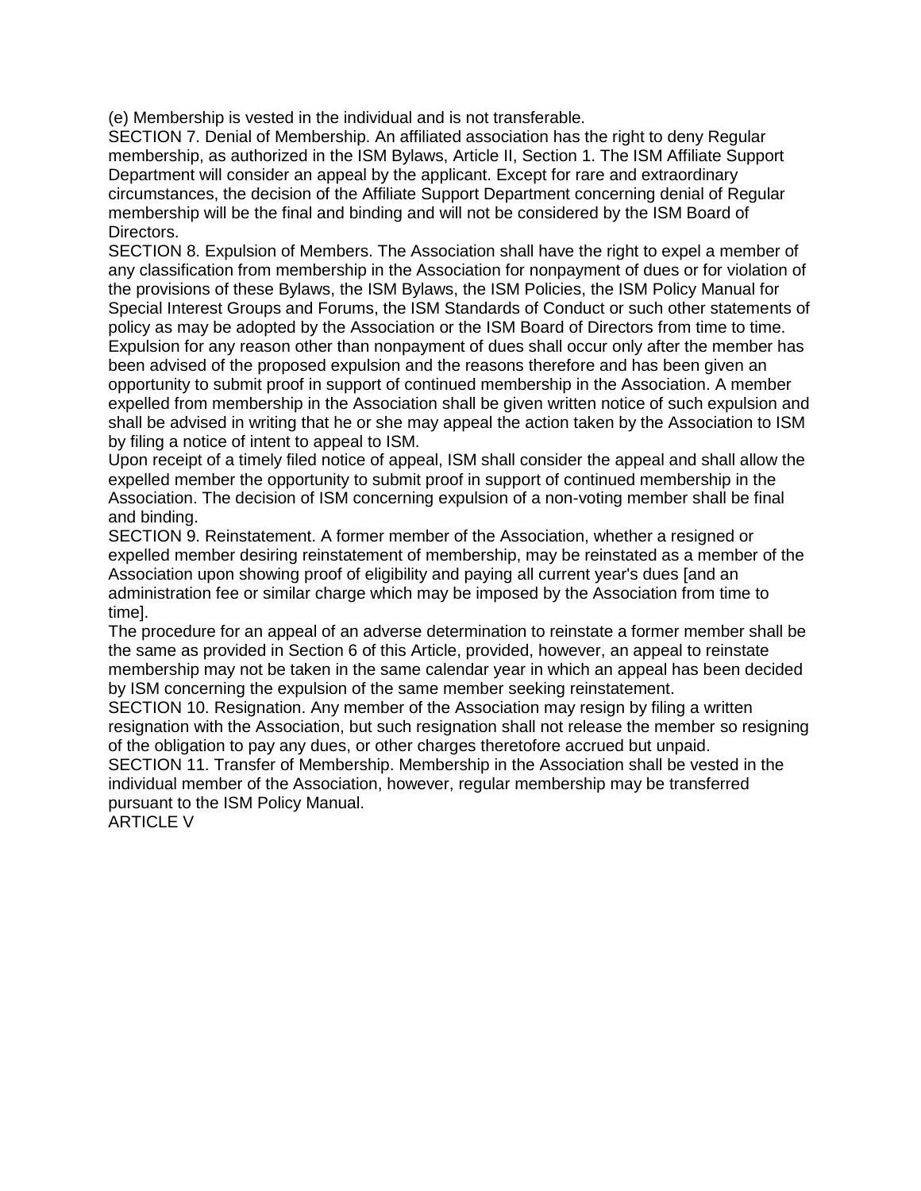(e) Membership is vested in the individual and is not transferable.

SECTION 7. Denial of Membership. An affiliated association has the right to deny Regular membership, as authorized in the ISM Bylaws, Article II, Section 1. The ISM Affiliate Support Department will consider an appeal by the applicant. Except for rare and extraordinary circumstances, the decision of the Affiliate Support Department concerning denial of Regular membership will be the final and binding and will not be considered by the ISM Board of Directors.

SECTION 8. Expulsion of Members. The Association shall have the right to expel a member of any classification from membership in the Association for nonpayment of dues or for violation of the provisions of these Bylaws, the ISM Bylaws, the ISM Policies, the ISM Policy Manual for Special Interest Groups and Forums, the ISM Standards of Conduct or such other statements of policy as may be adopted by the Association or the ISM Board of Directors from time to time. Expulsion for any reason other than nonpayment of dues shall occur only after the member has been advised of the proposed expulsion and the reasons therefore and has been given an opportunity to submit proof in support of continued membership in the Association. A member expelled from membership in the Association shall be given written notice of such expulsion and shall be advised in writing that he or she may appeal the action taken by the Association to ISM by filing a notice of intent to appeal to ISM.

Upon receipt of a timely filed notice of appeal, ISM shall consider the appeal and shall allow the expelled member the opportunity to submit proof in support of continued membership in the Association. The decision of ISM concerning expulsion of a non-voting member shall be final and binding.

SECTION 9. Reinstatement. A former member of the Association, whether a resigned or expelled member desiring reinstatement of membership, may be reinstated as a member of the Association upon showing proof of eligibility and paying all current year's dues [and an administration fee or similar charge which may be imposed by the Association from time to time].

The procedure for an appeal of an adverse determination to reinstate a former member shall be the same as provided in Section 6 of this Article, provided, however, an appeal to reinstate membership may not be taken in the same calendar year in which an appeal has been decided by ISM concerning the expulsion of the same member seeking reinstatement.

SECTION 10. Resignation. Any member of the Association may resign by filing a written resignation with the Association, but such resignation shall not release the member so resigning of the obligation to pay any dues, or other charges theretofore accrued but unpaid.

SECTION 11. Transfer of Membership. Membership in the Association shall be vested in the individual member of the Association, however, regular membership may be transferred pursuant to the ISM Policy Manual.

ARTICLE V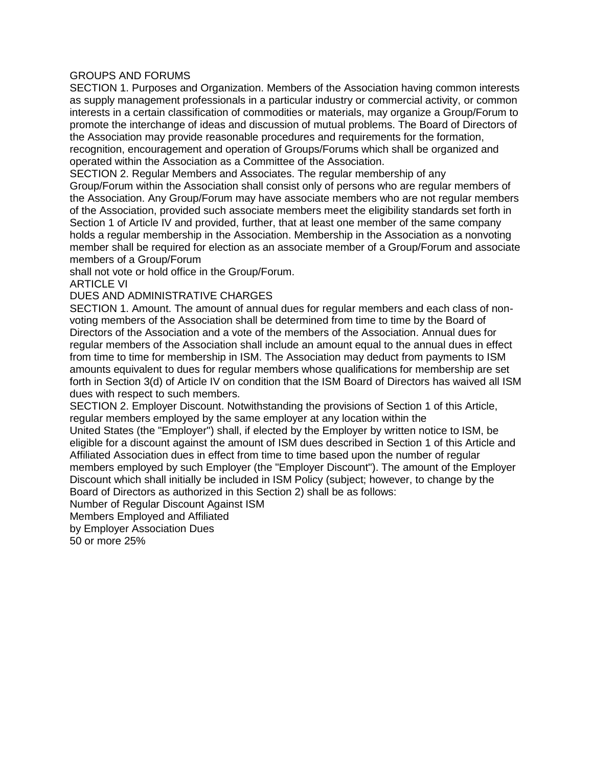## GROUPS AND FORUMS

SECTION 1. Purposes and Organization. Members of the Association having common interests as supply management professionals in a particular industry or commercial activity, or common interests in a certain classification of commodities or materials, may organize a Group/Forum to promote the interchange of ideas and discussion of mutual problems. The Board of Directors of the Association may provide reasonable procedures and requirements for the formation, recognition, encouragement and operation of Groups/Forums which shall be organized and operated within the Association as a Committee of the Association.

SECTION 2. Regular Members and Associates. The regular membership of any Group/Forum within the Association shall consist only of persons who are regular members of the Association. Any Group/Forum may have associate members who are not regular members of the Association, provided such associate members meet the eligibility standards set forth in Section 1 of Article IV and provided, further, that at least one member of the same company holds a regular membership in the Association. Membership in the Association as a nonvoting member shall be required for election as an associate member of a Group/Forum and associate members of a Group/Forum shall not vote or hold office in the Group/Forum.

## ARTICLE VI

## DUES AND ADMINISTRATIVE CHARGES

SECTION 1. Amount. The amount of annual dues for regular members and each class of non-voting members of the Association shall be determined from time to time by the Board of Directors of the Association and a vote of the members of the Association. Annual dues for regular members of the Association shall include an amount equal to the annual dues in effect from time to time for membership in ISM. The Association may deduct from payments to ISM amounts equivalent to dues for regular members whose qualifications for membership are set forth in Section 3(d) of Article IV on condition that the ISM Board of Directors has waived all ISM dues with respect to such members.

SECTION 2. Employer Discount. Notwithstanding the provisions of Section 1 of this Article, regular members employed by the same employer at any location within the United States (the "Employer") shall, if elected by the Employer by written notice to ISM, be eligible for a discount against the amount of ISM dues described in Section 1 of this Article and Affiliated Association dues in effect from time to time based upon the number of regular members employed by such Employer (the "Employer Discount"). The amount of the Employer Discount which shall initially be included in ISM Policy (subject; however, to change by the Board of Directors as authorized in this Section 2) shall be as follows:

| Number of Regular Members Employed by Employer | Discount Against ISM and Affiliated Association Dues |
|---|---|
| 50 or more | 25% |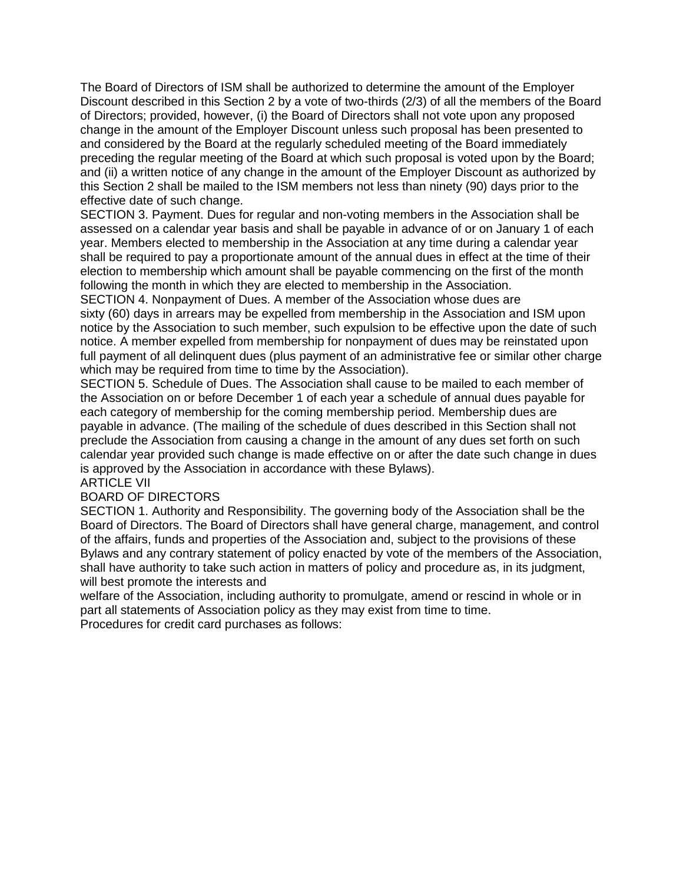The Board of Directors of ISM shall be authorized to determine the amount of the Employer Discount described in this Section 2 by a vote of two-thirds (2/3) of all the members of the Board of Directors; provided, however, (i) the Board of Directors shall not vote upon any proposed change in the amount of the Employer Discount unless such proposal has been presented to and considered by the Board at the regularly scheduled meeting of the Board immediately preceding the regular meeting of the Board at which such proposal is voted upon by the Board; and (ii) a written notice of any change in the amount of the Employer Discount as authorized by this Section 2 shall be mailed to the ISM members not less than ninety (90) days prior to the effective date of such change.

SECTION 3. Payment. Dues for regular and non-voting members in the Association shall be assessed on a calendar year basis and shall be payable in advance of or on January 1 of each year. Members elected to membership in the Association at any time during a calendar year shall be required to pay a proportionate amount of the annual dues in effect at the time of their election to membership which amount shall be payable commencing on the first of the month following the month in which they are elected to membership in the Association.

SECTION 4. Nonpayment of Dues. A member of the Association whose dues are sixty (60) days in arrears may be expelled from membership in the Association and ISM upon notice by the Association to such member, such expulsion to be effective upon the date of such notice. A member expelled from membership for nonpayment of dues may be reinstated upon full payment of all delinquent dues (plus payment of an administrative fee or similar other charge which may be required from time to time by the Association).

SECTION 5. Schedule of Dues. The Association shall cause to be mailed to each member of the Association on or before December 1 of each year a schedule of annual dues payable for each category of membership for the coming membership period. Membership dues are payable in advance. (The mailing of the schedule of dues described in this Section shall not preclude the Association from causing a change in the amount of any dues set forth on such calendar year provided such change is made effective on or after the date such change in dues is approved by the Association in accordance with these Bylaws).

ARTICLE VII

BOARD OF DIRECTORS

SECTION 1. Authority and Responsibility. The governing body of the Association shall be the Board of Directors. The Board of Directors shall have general charge, management, and control of the affairs, funds and properties of the Association and, subject to the provisions of these Bylaws and any contrary statement of policy enacted by vote of the members of the Association, shall have authority to take such action in matters of policy and procedure as, in its judgment, will best promote the interests and welfare of the Association, including authority to promulgate, amend or rescind in whole or in part all statements of Association policy as they may exist from time to time.

Procedures for credit card purchases as follows: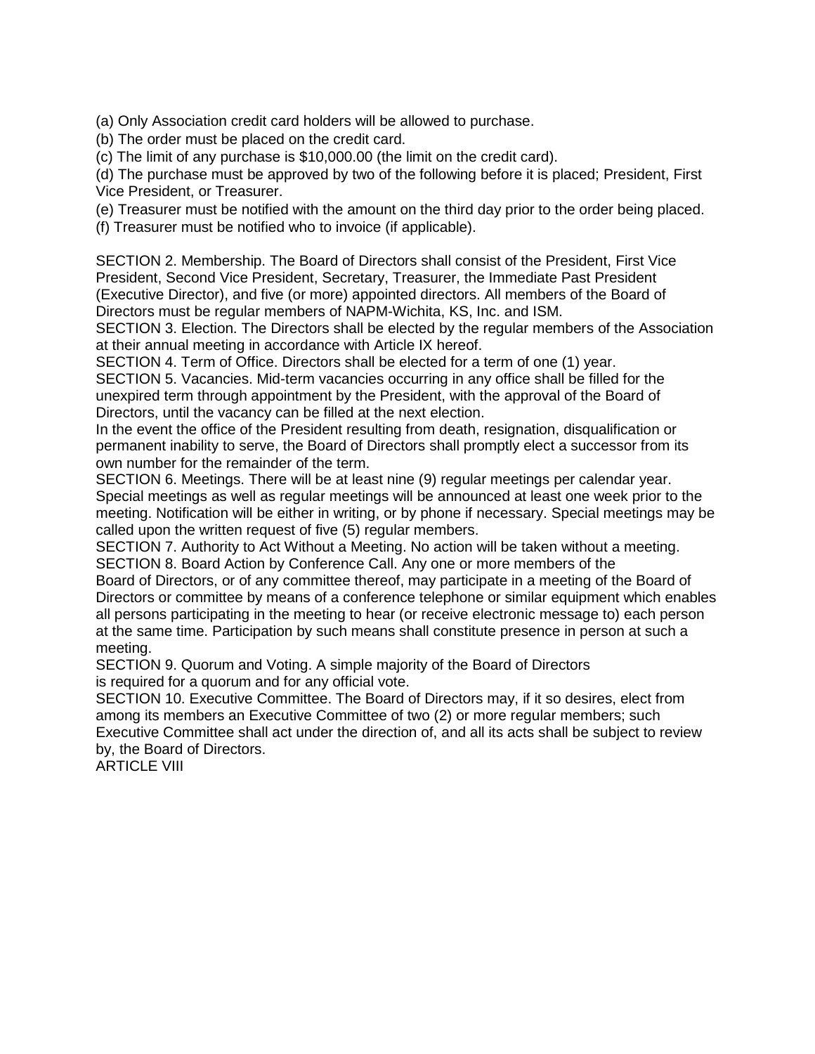(a) Only Association credit card holders will be allowed to purchase.
(b) The order must be placed on the credit card.
(c) The limit of any purchase is $10,000.00 (the limit on the credit card).
(d) The purchase must be approved by two of the following before it is placed; President, First Vice President, or Treasurer.
(e) Treasurer must be notified with the amount on the third day prior to the order being placed.
(f) Treasurer must be notified who to invoice (if applicable).

SECTION 2. Membership. The Board of Directors shall consist of the President, First Vice President, Second Vice President, Secretary, Treasurer, the Immediate Past President (Executive Director), and five (or more) appointed directors. All members of the Board of Directors must be regular members of NAPM-Wichita, KS, Inc. and ISM.
SECTION 3. Election. The Directors shall be elected by the regular members of the Association at their annual meeting in accordance with Article IX hereof.
SECTION 4. Term of Office. Directors shall be elected for a term of one (1) year.
SECTION 5. Vacancies. Mid-term vacancies occurring in any office shall be filled for the unexpired term through appointment by the President, with the approval of the Board of Directors, until the vacancy can be filled at the next election.
In the event the office of the President resulting from death, resignation, disqualification or permanent inability to serve, the Board of Directors shall promptly elect a successor from its own number for the remainder of the term.
SECTION 6. Meetings. There will be at least nine (9) regular meetings per calendar year. Special meetings as well as regular meetings will be announced at least one week prior to the meeting. Notification will be either in writing, or by phone if necessary. Special meetings may be called upon the written request of five (5) regular members.
SECTION 7. Authority to Act Without a Meeting. No action will be taken without a meeting.
SECTION 8. Board Action by Conference Call. Any one or more members of the Board of Directors, or of any committee thereof, may participate in a meeting of the Board of Directors or committee by means of a conference telephone or similar equipment which enables all persons participating in the meeting to hear (or receive electronic message to) each person at the same time. Participation by such means shall constitute presence in person at such a meeting.
SECTION 9. Quorum and Voting. A simple majority of the Board of Directors is required for a quorum and for any official vote.
SECTION 10. Executive Committee. The Board of Directors may, if it so desires, elect from among its members an Executive Committee of two (2) or more regular members; such Executive Committee shall act under the direction of, and all its acts shall be subject to review by, the Board of Directors.

ARTICLE VIII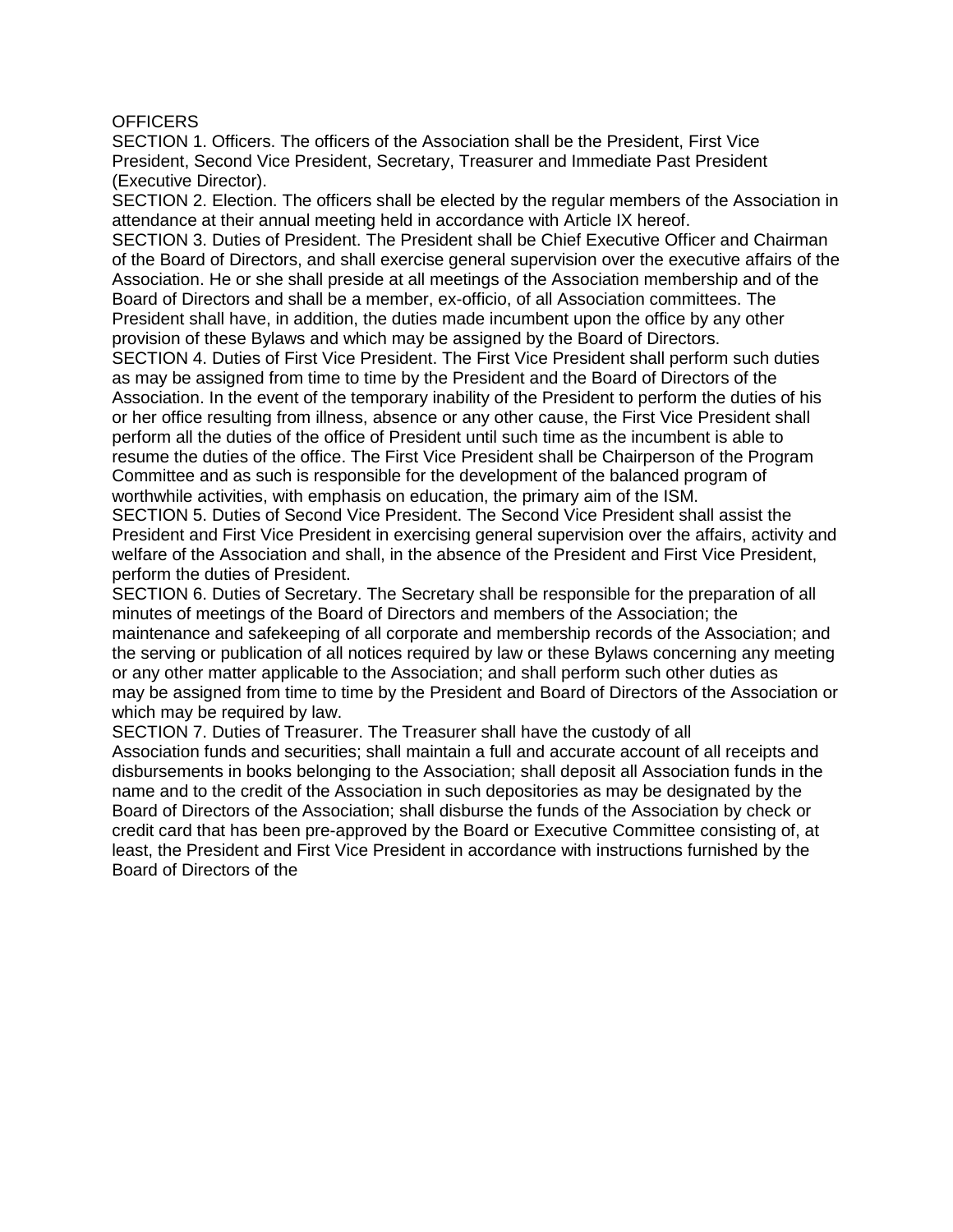OFFICERS

SECTION 1. Officers. The officers of the Association shall be the President, First Vice President, Second Vice President, Secretary, Treasurer and Immediate Past President (Executive Director).

SECTION 2. Election. The officers shall be elected by the regular members of the Association in attendance at their annual meeting held in accordance with Article IX hereof.

SECTION 3. Duties of President. The President shall be Chief Executive Officer and Chairman of the Board of Directors, and shall exercise general supervision over the executive affairs of the Association. He or she shall preside at all meetings of the Association membership and of the Board of Directors and shall be a member, ex-officio, of all Association committees. The President shall have, in addition, the duties made incumbent upon the office by any other provision of these Bylaws and which may be assigned by the Board of Directors.

SECTION 4. Duties of First Vice President. The First Vice President shall perform such duties as may be assigned from time to time by the President and the Board of Directors of the Association. In the event of the temporary inability of the President to perform the duties of his or her office resulting from illness, absence or any other cause, the First Vice President shall perform all the duties of the office of President until such time as the incumbent is able to resume the duties of the office. The First Vice President shall be Chairperson of the Program Committee and as such is responsible for the development of the balanced program of worthwhile activities, with emphasis on education, the primary aim of the ISM.

SECTION 5. Duties of Second Vice President. The Second Vice President shall assist the President and First Vice President in exercising general supervision over the affairs, activity and welfare of the Association and shall, in the absence of the President and First Vice President, perform the duties of President.

SECTION 6. Duties of Secretary. The Secretary shall be responsible for the preparation of all minutes of meetings of the Board of Directors and members of the Association; the maintenance and safekeeping of all corporate and membership records of the Association; and the serving or publication of all notices required by law or these Bylaws concerning any meeting or any other matter applicable to the Association; and shall perform such other duties as may be assigned from time to time by the President and Board of Directors of the Association or which may be required by law.

SECTION 7. Duties of Treasurer. The Treasurer shall have the custody of all Association funds and securities; shall maintain a full and accurate account of all receipts and disbursements in books belonging to the Association; shall deposit all Association funds in the name and to the credit of the Association in such depositories as may be designated by the Board of Directors of the Association; shall disburse the funds of the Association by check or credit card that has been pre-approved by the Board or Executive Committee consisting of, at least, the President and First Vice President in accordance with instructions furnished by the Board of Directors of the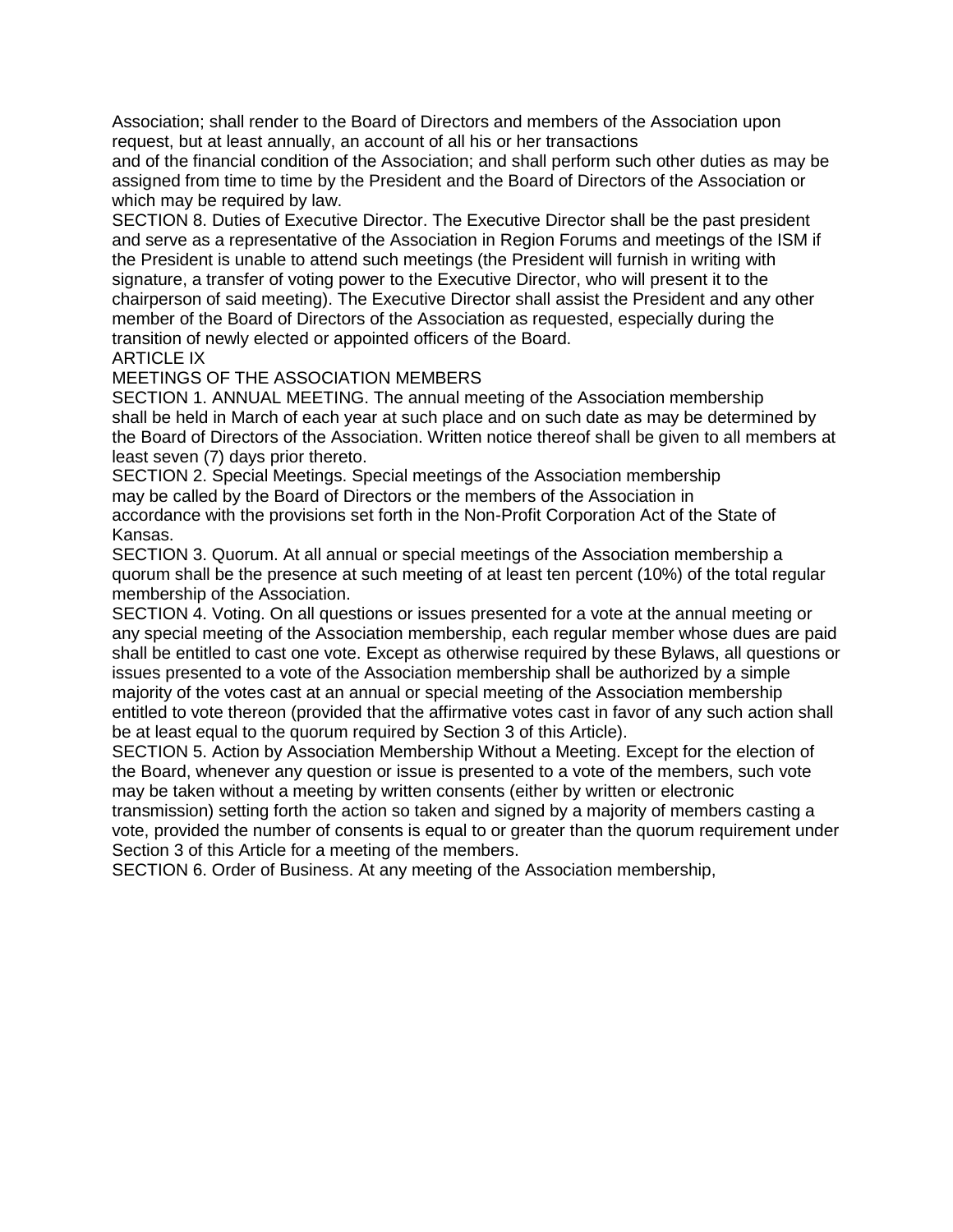Association; shall render to the Board of Directors and members of the Association upon request, but at least annually, an account of all his or her transactions and of the financial condition of the Association; and shall perform such other duties as may be assigned from time to time by the President and the Board of Directors of the Association or which may be required by law.

SECTION 8. Duties of Executive Director. The Executive Director shall be the past president and serve as a representative of the Association in Region Forums and meetings of the ISM if the President is unable to attend such meetings (the President will furnish in writing with signature, a transfer of voting power to the Executive Director, who will present it to the chairperson of said meeting). The Executive Director shall assist the President and any other member of the Board of Directors of the Association as requested, especially during the transition of newly elected or appointed officers of the Board.

## ARTICLE IX

## MEETINGS OF THE ASSOCIATION MEMBERS

SECTION 1. ANNUAL MEETING. The annual meeting of the Association membership shall be held in March of each year at such place and on such date as may be determined by the Board of Directors of the Association. Written notice thereof shall be given to all members at least seven (7) days prior thereto.

SECTION 2. Special Meetings. Special meetings of the Association membership may be called by the Board of Directors or the members of the Association in accordance with the provisions set forth in the Non-Profit Corporation Act of the State of Kansas.

SECTION 3. Quorum. At all annual or special meetings of the Association membership a quorum shall be the presence at such meeting of at least ten percent (10%) of the total regular membership of the Association.

SECTION 4. Voting. On all questions or issues presented for a vote at the annual meeting or any special meeting of the Association membership, each regular member whose dues are paid shall be entitled to cast one vote. Except as otherwise required by these Bylaws, all questions or issues presented to a vote of the Association membership shall be authorized by a simple majority of the votes cast at an annual or special meeting of the Association membership entitled to vote thereon (provided that the affirmative votes cast in favor of any such action shall be at least equal to the quorum required by Section 3 of this Article).

SECTION 5. Action by Association Membership Without a Meeting. Except for the election of the Board, whenever any question or issue is presented to a vote of the members, such vote may be taken without a meeting by written consents (either by written or electronic transmission) setting forth the action so taken and signed by a majority of members casting a vote, provided the number of consents is equal to or greater than the quorum requirement under Section 3 of this Article for a meeting of the members.

SECTION 6. Order of Business. At any meeting of the Association membership,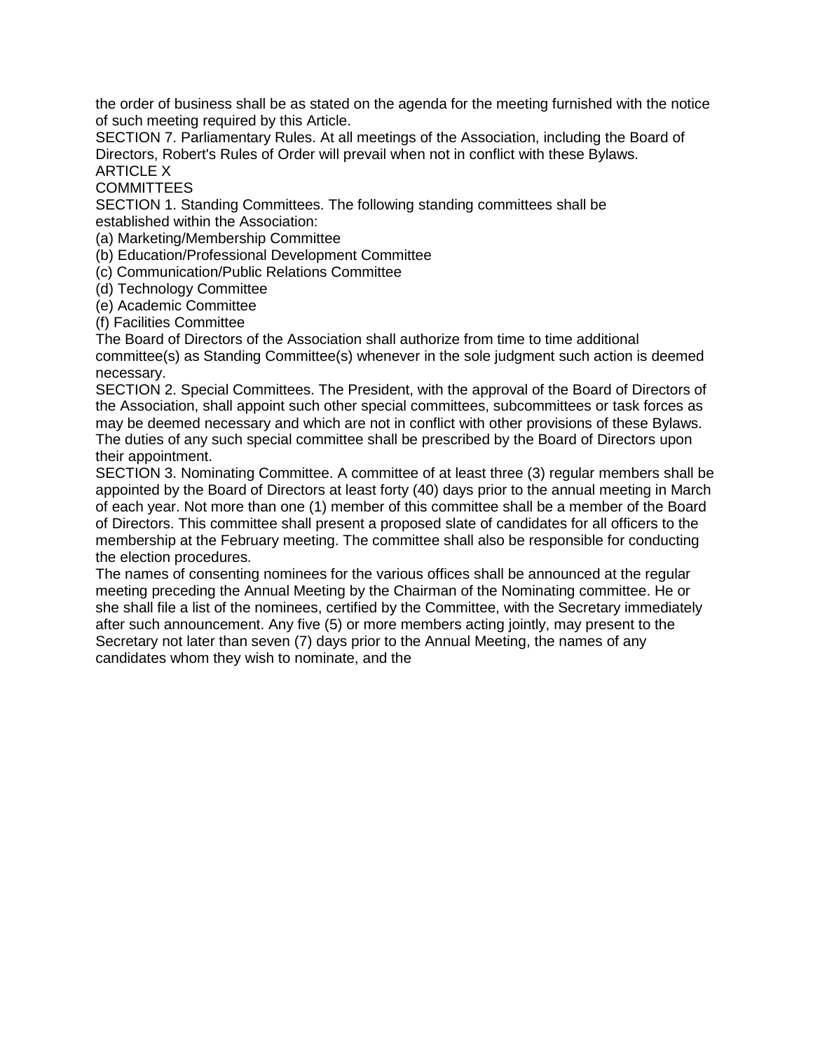the order of business shall be as stated on the agenda for the meeting furnished with the notice of such meeting required by this Article.

SECTION 7. Parliamentary Rules. At all meetings of the Association, including the Board of Directors, Robert's Rules of Order will prevail when not in conflict with these Bylaws.

## ARTICLE X

## COMMITTEES

SECTION 1. Standing Committees. The following standing committees shall be established within the Association:

(a) Marketing/Membership Committee
(b) Education/Professional Development Committee
(c) Communication/Public Relations Committee
(d) Technology Committee
(e) Academic Committee
(f) Facilities Committee

The Board of Directors of the Association shall authorize from time to time additional committee(s) as Standing Committee(s) whenever in the sole judgment such action is deemed necessary.

SECTION 2. Special Committees. The President, with the approval of the Board of Directors of the Association, shall appoint such other special committees, subcommittees or task forces as may be deemed necessary and which are not in conflict with other provisions of these Bylaws. The duties of any such special committee shall be prescribed by the Board of Directors upon their appointment.

SECTION 3. Nominating Committee. A committee of at least three (3) regular members shall be appointed by the Board of Directors at least forty (40) days prior to the annual meeting in March of each year. Not more than one (1) member of this committee shall be a member of the Board of Directors. This committee shall present a proposed slate of candidates for all officers to the membership at the February meeting. The committee shall also be responsible for conducting the election procedures.

The names of consenting nominees for the various offices shall be announced at the regular meeting preceding the Annual Meeting by the Chairman of the Nominating committee. He or she shall file a list of the nominees, certified by the Committee, with the Secretary immediately after such announcement. Any five (5) or more members acting jointly, may present to the Secretary not later than seven (7) days prior to the Annual Meeting, the names of any candidates whom they wish to nominate, and the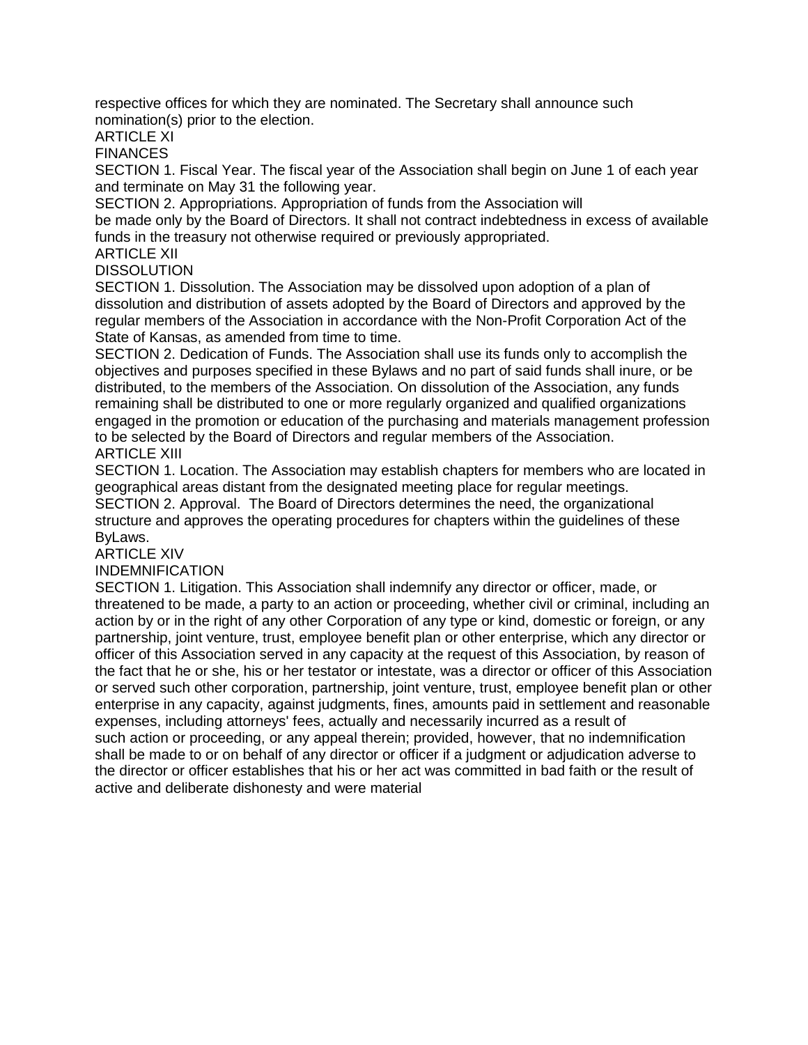respective offices for which they are nominated. The Secretary shall announce such nomination(s) prior to the election.

## ARTICLE XI
## FINANCES

SECTION 1. Fiscal Year. The fiscal year of the Association shall begin on June 1 of each year and terminate on May 31 the following year.

SECTION 2. Appropriations. Appropriation of funds from the Association will be made only by the Board of Directors. It shall not contract indebtedness in excess of available funds in the treasury not otherwise required or previously appropriated.

## ARTICLE XII
## DISSOLUTION

SECTION 1. Dissolution. The Association may be dissolved upon adoption of a plan of dissolution and distribution of assets adopted by the Board of Directors and approved by the regular members of the Association in accordance with the Non-Profit Corporation Act of the State of Kansas, as amended from time to time.

SECTION 2. Dedication of Funds. The Association shall use its funds only to accomplish the objectives and purposes specified in these Bylaws and no part of said funds shall inure, or be distributed, to the members of the Association. On dissolution of the Association, any funds remaining shall be distributed to one or more regularly organized and qualified organizations engaged in the promotion or education of the purchasing and materials management profession to be selected by the Board of Directors and regular members of the Association.

## ARTICLE XIII

SECTION 1. Location. The Association may establish chapters for members who are located in geographical areas distant from the designated meeting place for regular meetings.

SECTION 2. Approval. The Board of Directors determines the need, the organizational structure and approves the operating procedures for chapters within the guidelines of these ByLaws.

## ARTICLE XIV
## INDEMNIFICATION

SECTION 1. Litigation. This Association shall indemnify any director or officer, made, or threatened to be made, a party to an action or proceeding, whether civil or criminal, including an action by or in the right of any other Corporation of any type or kind, domestic or foreign, or any partnership, joint venture, trust, employee benefit plan or other enterprise, which any director or officer of this Association served in any capacity at the request of this Association, by reason of the fact that he or she, his or her testator or intestate, was a director or officer of this Association or served such other corporation, partnership, joint venture, trust, employee benefit plan or other enterprise in any capacity, against judgments, fines, amounts paid in settlement and reasonable expenses, including attorneys' fees, actually and necessarily incurred as a result of such action or proceeding, or any appeal therein; provided, however, that no indemnification shall be made to or on behalf of any director or officer if a judgment or adjudication adverse to the director or officer establishes that his or her act was committed in bad faith or the result of active and deliberate dishonesty and were material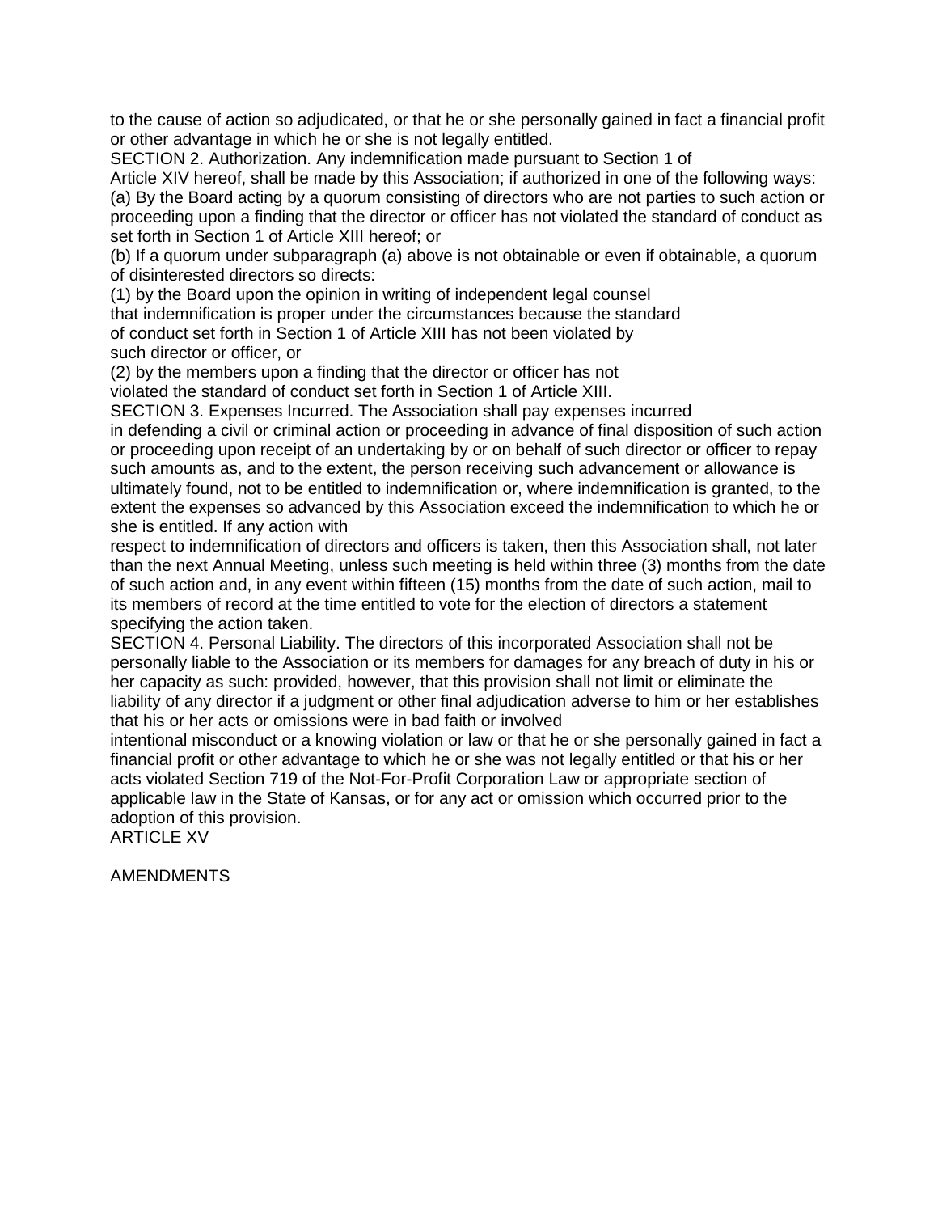to the cause of action so adjudicated, or that he or she personally gained in fact a financial profit or other advantage in which he or she is not legally entitled.

SECTION 2. Authorization. Any indemnification made pursuant to Section 1 of Article XIV hereof, shall be made by this Association; if authorized in one of the following ways:

(a) By the Board acting by a quorum consisting of directors who are not parties to such action or proceeding upon a finding that the director or officer has not violated the standard of conduct as set forth in Section 1 of Article XIII hereof; or

(b) If a quorum under subparagraph (a) above is not obtainable or even if obtainable, a quorum of disinterested directors so directs:

(1) by the Board upon the opinion in writing of independent legal counsel that indemnification is proper under the circumstances because the standard of conduct set forth in Section 1 of Article XIII has not been violated by such director or officer, or

(2) by the members upon a finding that the director or officer has not violated the standard of conduct set forth in Section 1 of Article XIII.

SECTION 3. Expenses Incurred. The Association shall pay expenses incurred in defending a civil or criminal action or proceeding in advance of final disposition of such action or proceeding upon receipt of an undertaking by or on behalf of such director or officer to repay such amounts as, and to the extent, the person receiving such advancement or allowance is ultimately found, not to be entitled to indemnification or, where indemnification is granted, to the extent the expenses so advanced by this Association exceed the indemnification to which he or she is entitled. If any action with respect to indemnification of directors and officers is taken, then this Association shall, not later than the next Annual Meeting, unless such meeting is held within three (3) months from the date of such action and, in any event within fifteen (15) months from the date of such action, mail to its members of record at the time entitled to vote for the election of directors a statement specifying the action taken.

SECTION 4. Personal Liability. The directors of this incorporated Association shall not be personally liable to the Association or its members for damages for any breach of duty in his or her capacity as such: provided, however, that this provision shall not limit or eliminate the liability of any director if a judgment or other final adjudication adverse to him or her establishes that his or her acts or omissions were in bad faith or involved intentional misconduct or a knowing violation or law or that he or she personally gained in fact a financial profit or other advantage to which he or she was not legally entitled or that his or her acts violated Section 719 of the Not-For-Profit Corporation Law or appropriate section of applicable law in the State of Kansas, or for any act or omission which occurred prior to the adoption of this provision.

## ARTICLE XV

## AMENDMENTS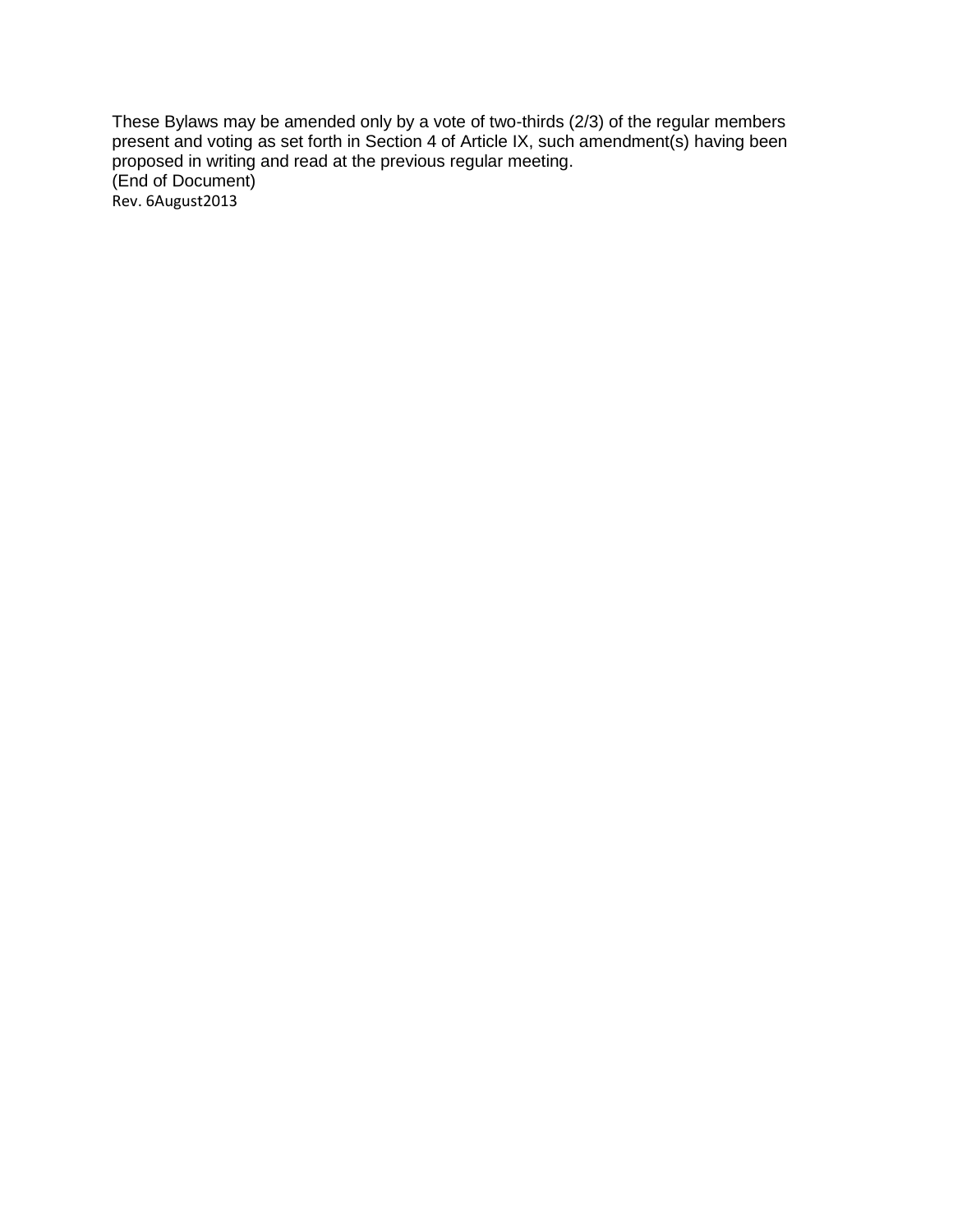These Bylaws may be amended only by a vote of two-thirds (2/3) of the regular members present and voting as set forth in Section 4 of Article IX, such amendment(s) having been proposed in writing and read at the previous regular meeting.

(End of Document)

Rev. 6August2013